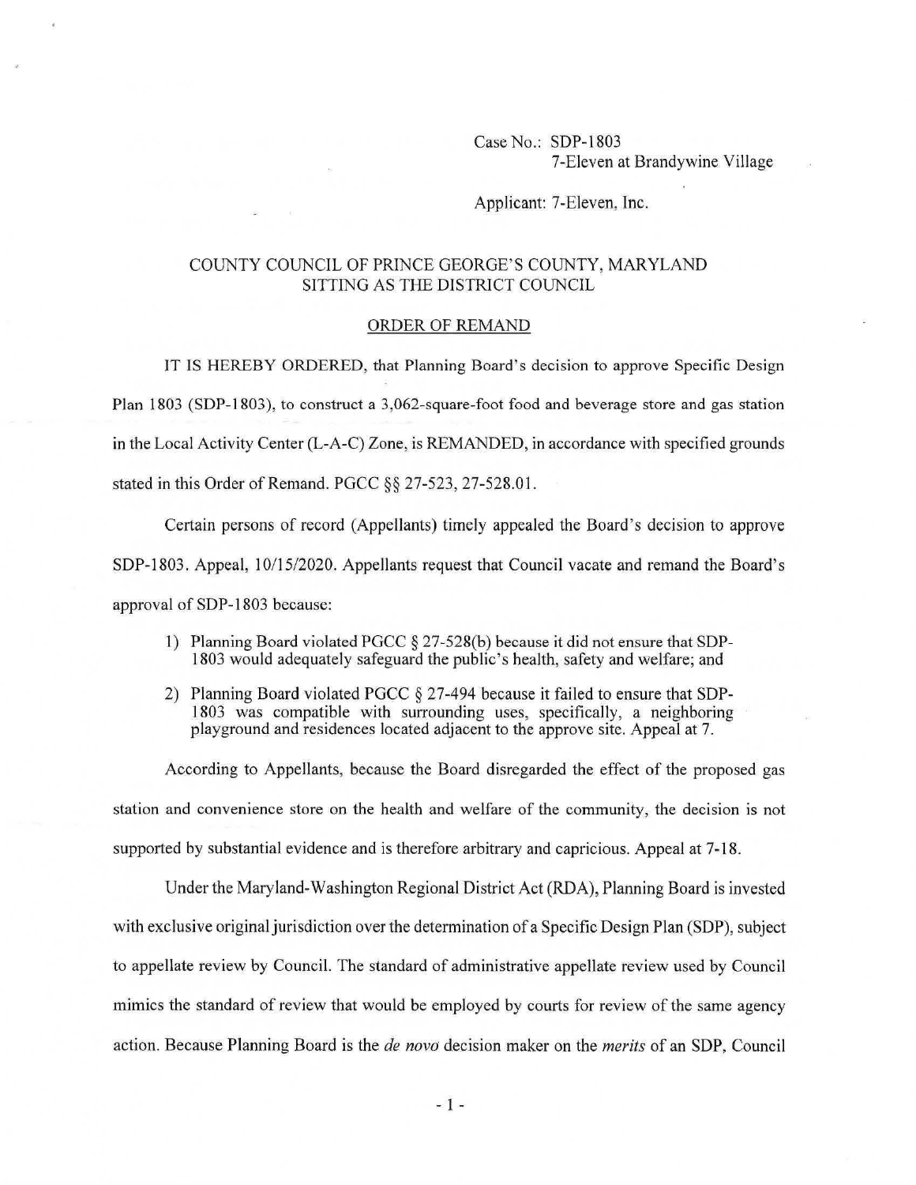Case No.: SDP-1803
7-Eleven at Brandywine Village

Applicant: 7-Eleven, Inc.

COUNTY COUNCIL OF PRINCE GEORGE'S COUNTY, MARYLAND
SITTING AS THE DISTRICT COUNCIL

ORDER OF REMAND

IT IS HEREBY ORDERED, that Planning Board's decision to approve Specific Design Plan 1803 (SDP-1803), to construct a 3,062-square-foot food and beverage store and gas station in the Local Activity Center (L-A-C) Zone, is REMANDED, in accordance with specified grounds stated in this Order of Remand. PGCC §§ 27-523, 27-528.01.

Certain persons of record (Appellants) timely appealed the Board's decision to approve SDP-1803. Appeal, 10/15/2020. Appellants request that Council vacate and remand the Board's approval of SDP-1803 because:

1) Planning Board violated PGCC § 27-528(b) because it did not ensure that SDP-1803 would adequately safeguard the public's health, safety and welfare; and

2) Planning Board violated PGCC § 27-494 because it failed to ensure that SDP-1803 was compatible with surrounding uses, specifically, a neighboring playground and residences located adjacent to the approve site. Appeal at 7.

According to Appellants, because the Board disregarded the effect of the proposed gas station and convenience store on the health and welfare of the community, the decision is not supported by substantial evidence and is therefore arbitrary and capricious. Appeal at 7-18.

Under the Maryland-Washington Regional District Act (RDA), Planning Board is invested with exclusive original jurisdiction over the determination of a Specific Design Plan (SDP), subject to appellate review by Council. The standard of administrative appellate review used by Council mimics the standard of review that would be employed by courts for review of the same agency action. Because Planning Board is the *de novo* decision maker on the *merits* of an SDP, Council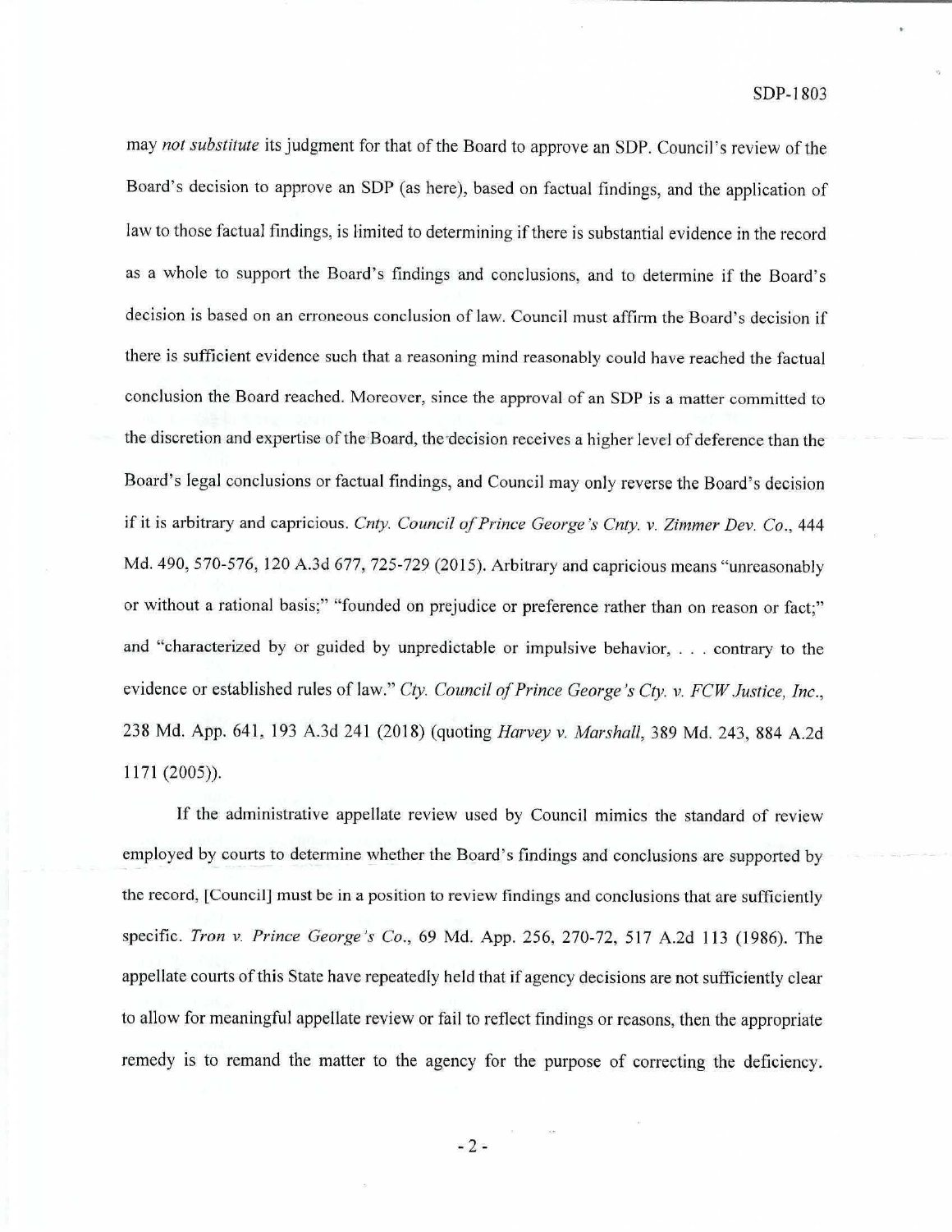may *not substitute* its judgment for that of the Board to approve an SDP. Council's review of the Board's decision to approve an SDP (as here), based on factual findings, and the application of law to those factual findings, is limited to determining if there is substantial evidence in the record as a whole to support the Board's findings and conclusions, and to determine if the Board's decision is based on an erroneous conclusion of law. Council must affirm the Board's decision if there is sufficient evidence such that a reasoning mind reasonably could have reached the factual conclusion the Board reached. Moreover, since the approval of an SDP is a matter committed to the discretion and expertise of the Board, the decision receives a higher level of deference than the Board's legal conclusions or factual findings, and Council may only reverse the Board's decision if it is arbitrary and capricious. *Cnty. Council of Prince George's Cnty. v. Zimmer Dev. Co.*, 444 Md. 490, 570-576, 120 A.3d 677, 725-729 (2015). Arbitrary and capricious means "unreasonably or without a rational basis;" "founded on prejudice or preference rather than on reason or fact;" and "characterized by or guided by unpredictable or impulsive behavior, . . . contrary to the evidence or established rules of law." *Cty. Council of Prince George's Cty. v. FCW Justice, Inc.*, 238 Md. App. 641, 193 A.3d 241 (2018) (quoting *Harvey v. Marshall*, 389 Md. 243, 884 A.2d 1171 (2005)).

If the administrative appellate review used by Council mimics the standard of review employed by courts to determine whether the Board's findings and conclusions are supported by the record, [Council] must be in a position to review findings and conclusions that are sufficiently specific. *Tron v. Prince George's Co.*, 69 Md. App. 256, 270-72, 517 A.2d 113 (1986). The appellate courts of this State have repeatedly held that if agency decisions are not sufficiently clear to allow for meaningful appellate review or fail to reflect findings or reasons, then the appropriate remedy is to remand the matter to the agency for the purpose of correcting the deficiency.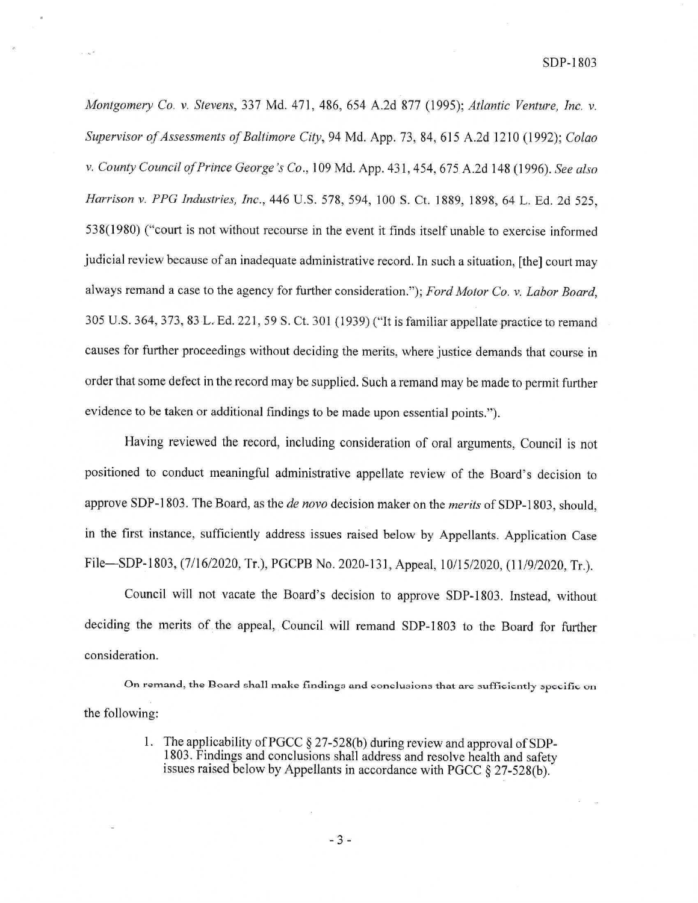*Montgomery Co. v. Stevens*, 337 Md. 471, 486, 654 A.2d 877 (1995); *Atlantic Venture, Inc. v. Supervisor of Assessments of Baltimore City*, 94 Md. App. 73, 84, 615 A.2d 1210 (1992); *Colao v. County Council of Prince George's Co.*, 109 Md. App. 431, 454, 675 A.2d 148 (1996). *See also Harrison v. PPG Industries, Inc.*, 446 U.S. 578, 594, 100 S. Ct. 1889, 1898, 64 L. Ed. 2d 525, 538(1980) ("court is not without recourse in the event it finds itself unable to exercise informed judicial review because of an inadequate administrative record. In such a situation, [the] court may always remand a case to the agency for further consideration."); *Ford Motor Co. v. Labor Board*, 305 U.S. 364, 373, 83 L. Ed. 221, 59 S. Ct. 301 (1939) ("It is familiar appellate practice to remand causes for further proceedings without deciding the merits, where justice demands that course in order that some defect in the record may be supplied. Such a remand may be made to permit further evidence to be taken or additional findings to be made upon essential points.").

Having reviewed the record, including consideration of oral arguments, Council is not positioned to conduct meaningful administrative appellate review of the Board's decision to approve SDP-1803. The Board, as the *de novo* decision maker on the *merits* of SDP-1803, should, in the first instance, sufficiently address issues raised below by Appellants. Application Case File—SDP-1803, (7/16/2020, Tr.), PGCPB No. 2020-131, Appeal, 10/15/2020, (11/9/2020, Tr.).

Council will not vacate the Board's decision to approve SDP-1803. Instead, without deciding the merits of the appeal, Council will remand SDP-1803 to the Board for further consideration.

On remand, the Board shall make findings and conclusions that are sufficiently specific on the following:

1. The applicability of PGCC § 27-528(b) during review and approval of SDP-1803. Findings and conclusions shall address and resolve health and safety issues raised below by Appellants in accordance with PGCC § 27-528(b).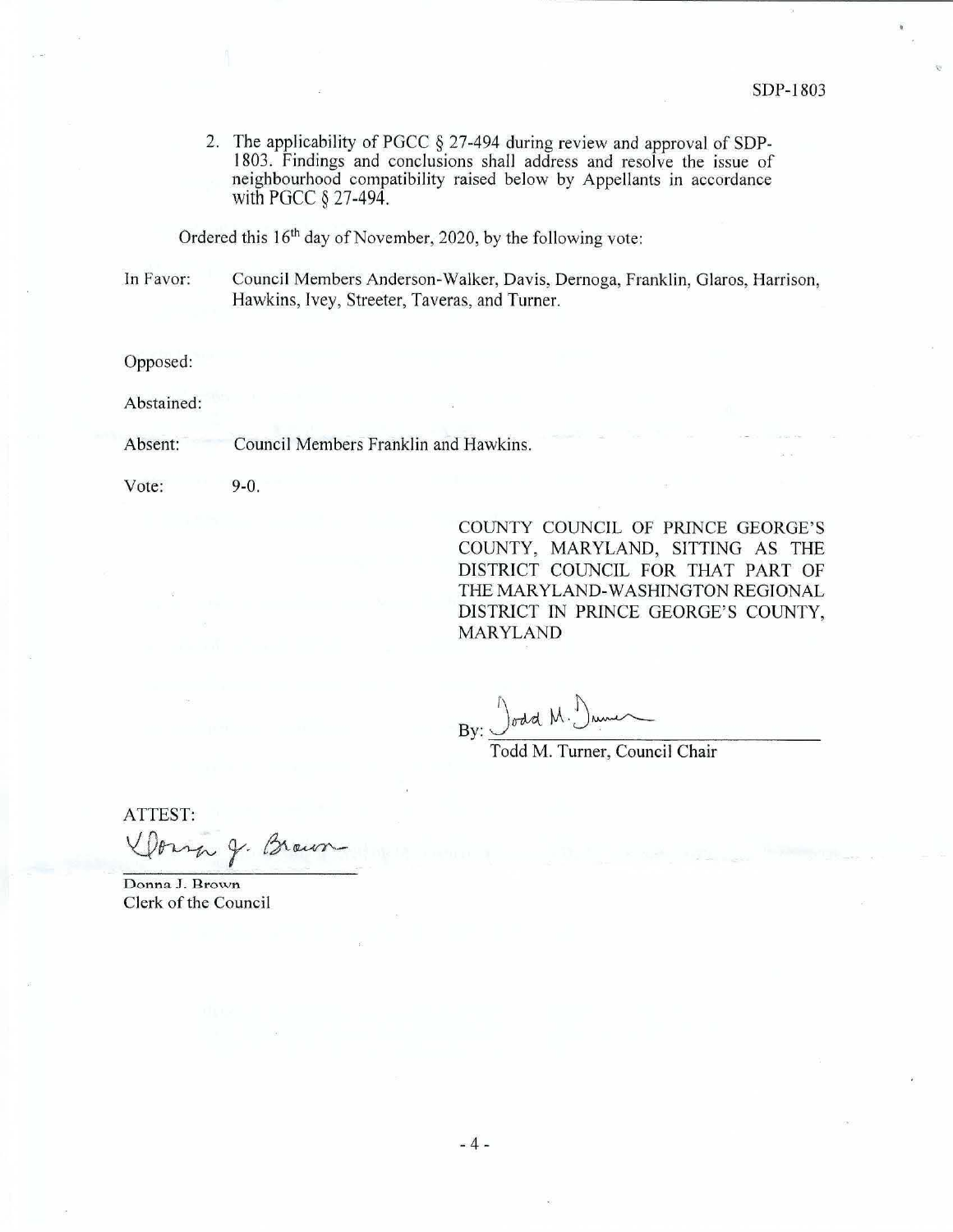2. The applicability of PGCC § 27-494 during review and approval of SDP-1803. Findings and conclusions shall address and resolve the issue of neighbourhood compatibility raised below by Appellants in accordance with PGCC § 27-494.

Ordered this 16th day of November, 2020, by the following vote:

In Favor: Council Members Anderson-Walker, Davis, Dernoga, Franklin, Glaros, Harrison, Hawkins, Ivey, Streeter, Taveras, and Turner.

Opposed:

Abstained:

Absent: Council Members Franklin and Hawkins.

Vote: 9-0.

COUNTY COUNCIL OF PRINCE GEORGE'S COUNTY, MARYLAND, SITTING AS THE DISTRICT COUNCIL FOR THAT PART OF THE MARYLAND-WASHINGTON REGIONAL DISTRICT IN PRINCE GEORGE'S COUNTY, MARYLAND

By: Todd M. Turner

Todd M. Turner, Council Chair

ATTEST:

Donna J. Brown

Donna J. Brown
Clerk of the Council